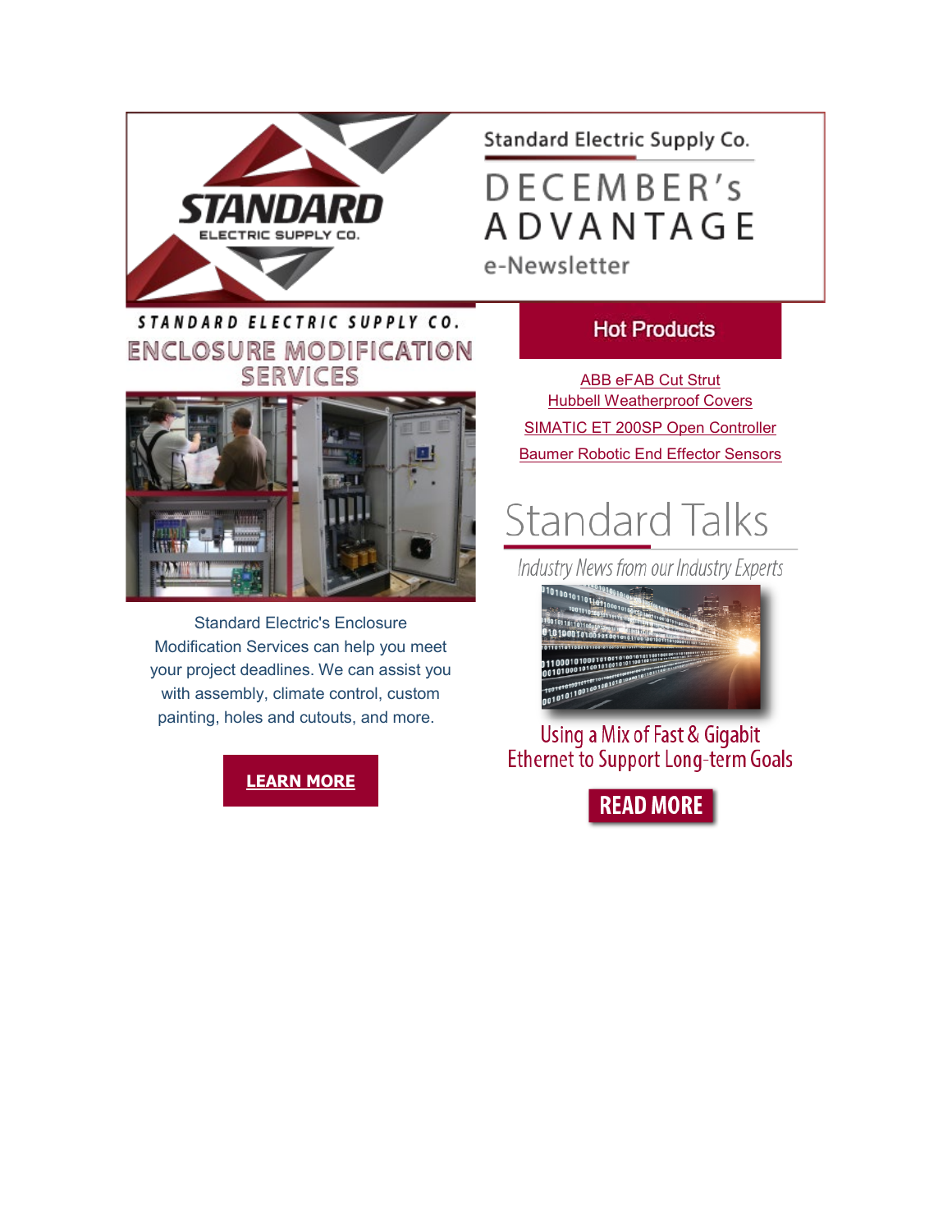Standard Electric Supply Co.

# DECEMBER's ADVANTAGE

e-Newsletter

STANDARD ELECTRIC SUPPLY CO.

## ENCLOSURE MODIFICATION SERVICES

Standard Electric's Enclosure Modification Services can help you meet your project deadlines. We can assist you with assembly, climate control, custom painting, holes and cutouts, and more.

**LEARN MORE**

## Hot Products

- ABB eFAB Cut Strut
- Hubbell Weatherproof Covers
- SIMATIC ET 200SP Open Controller
- Baumer Robotic End Effector Sensors

## Standard Talks

*Industry News from our Industry Experts*

### Using a Mix of Fast & Gigabit Ethernet to Support Long-term Goals

**READ MORE**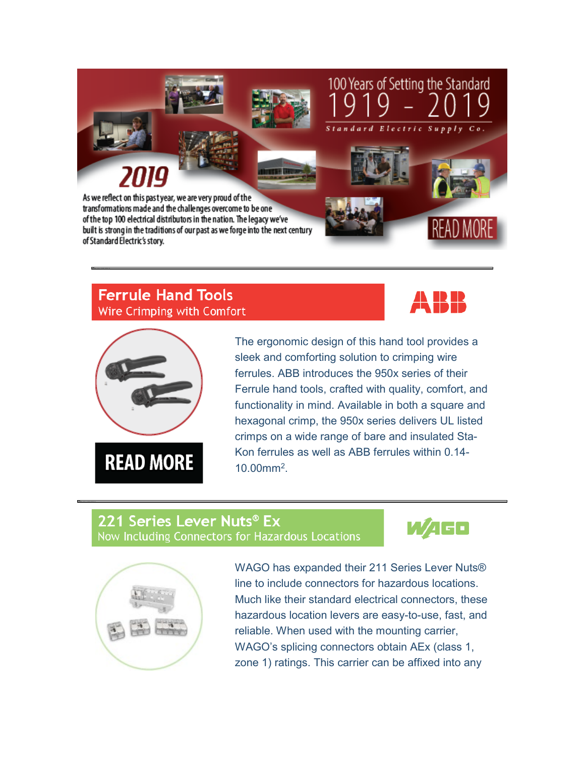100 Years of Setting the Standard

1919 - 2019

Standard Electric Supply Co.

2019

As we reflect on this past year, we are very proud of the transformations made and the challenges overcome to be one of the top 100 electrical distributors in the nation. The legacy we've built is strong in the traditions of our past as we forge into the next century of Standard Electric's story.

READ MORE

---

## Ferrule Hand Tools

Wire Crimping with Comfort

ABB

READ MORE

The ergonomic design of this hand tool provides a sleek and comforting solution to crimping wire ferrules. ABB introduces the 950x series of their Ferrule hand tools, crafted with quality, comfort, and functionality in mind. Available in both a square and hexagonal crimp, the 950x series delivers UL listed crimps on a wide range of bare and insulated Sta-Kon ferrules as well as ABB ferrules within 0.14-10.00mm$^2$.

---

## 221 Series Lever Nuts® Ex

Now Including Connectors for Hazardous Locations

WAGO

WAGO has expanded their 211 Series Lever Nuts® line to include connectors for hazardous locations. Much like their standard electrical connectors, these hazardous location levers are easy-to-use, fast, and reliable. When used with the mounting carrier, WAGO's splicing connectors obtain AEx (class 1, zone 1) ratings. This carrier can be affixed into any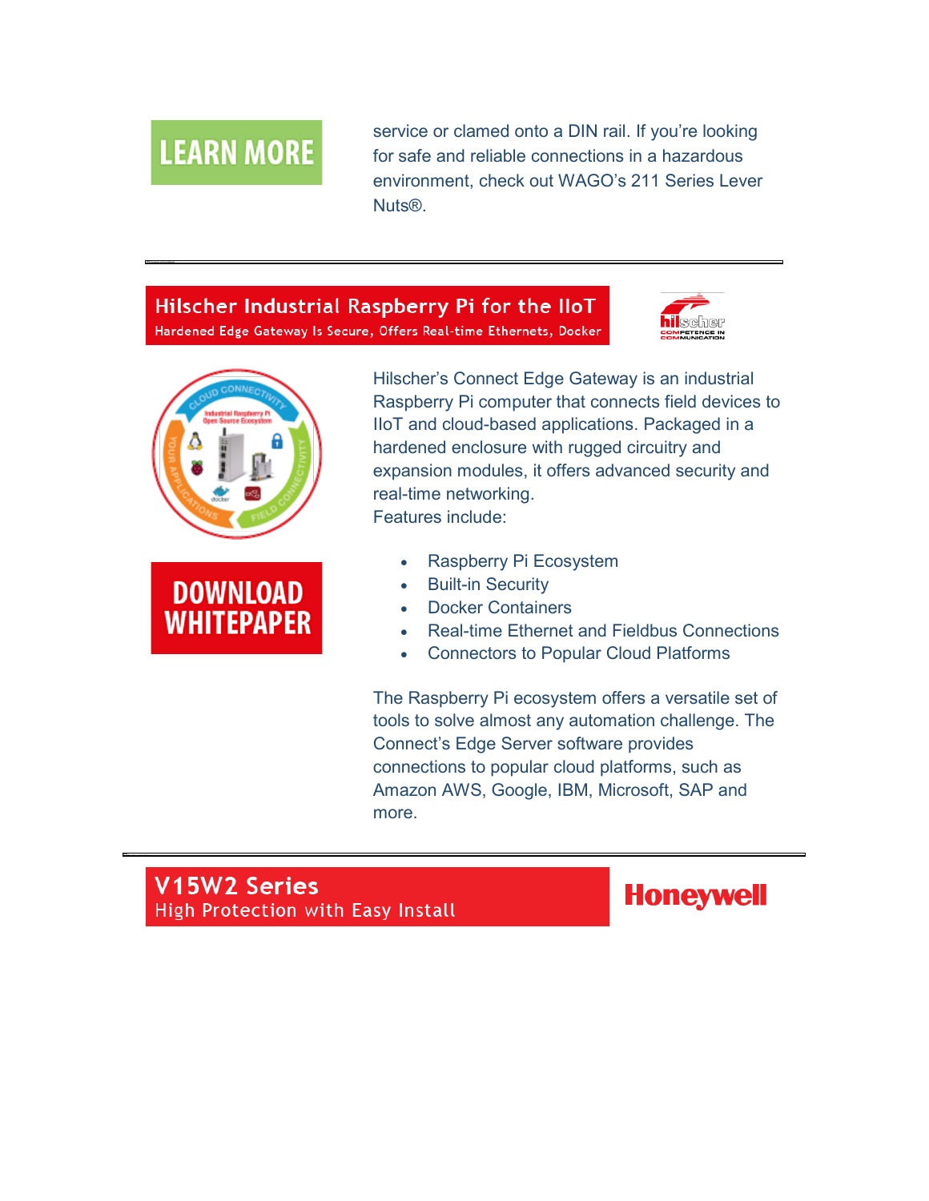LEARN MORE

service or clamed onto a DIN rail. If you're looking for safe and reliable connections in a hazardous environment, check out WAGO's 211 Series Lever Nuts®.

---

## Hilscher Industrial Raspberry Pi for the IIoT

Hardened Edge Gateway Is Secure, Offers Real-time Ethernets, Docker

Hilscher's Connect Edge Gateway is an industrial Raspberry Pi computer that connects field devices to IIoT and cloud-based applications. Packaged in a hardened enclosure with rugged circuitry and expansion modules, it offers advanced security and real-time networking.

Features include:

- Raspberry Pi Ecosystem
- Built-in Security
- Docker Containers
- Real-time Ethernet and Fieldbus Connections
- Connectors to Popular Cloud Platforms

The Raspberry Pi ecosystem offers a versatile set of tools to solve almost any automation challenge. The Connect's Edge Server software provides connections to popular cloud platforms, such as Amazon AWS, Google, IBM, Microsoft, SAP and more.

DOWNLOAD WHITEPAPER

---

## V15W2 Series

High Protection with Easy Install

Honeywell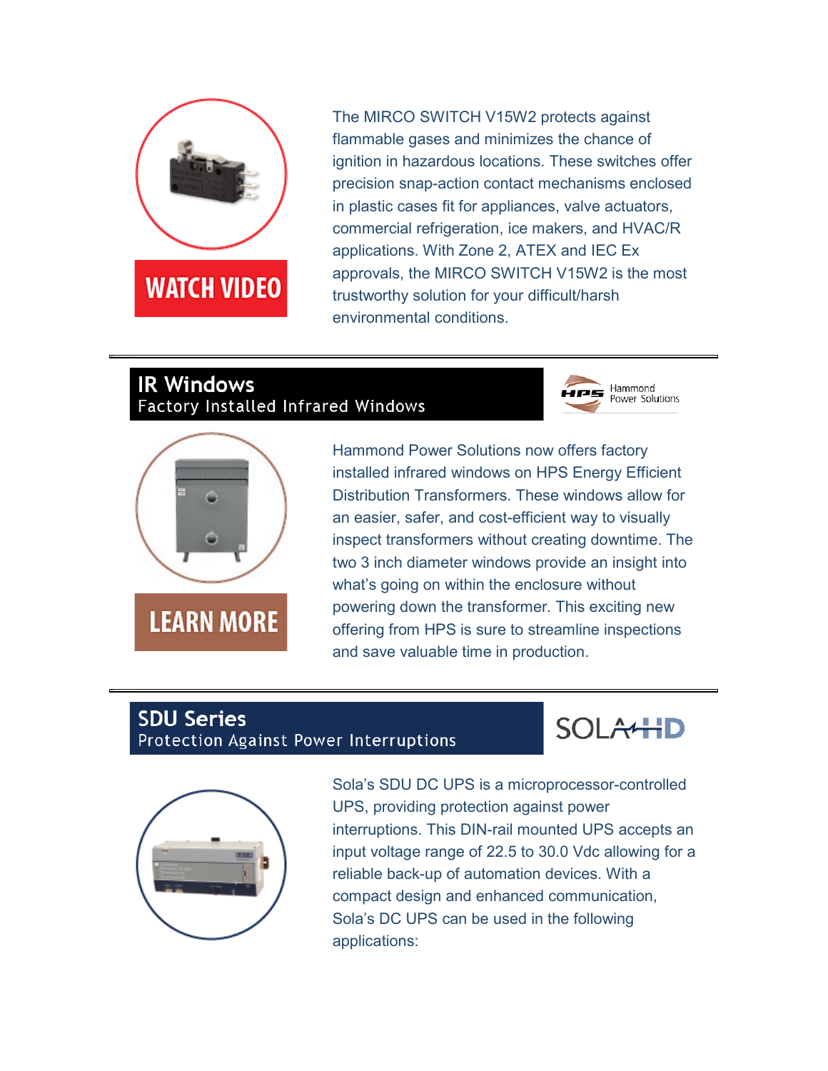WATCH VIDEO

The MIRCO SWITCH V15W2 protects against flammable gases and minimizes the chance of ignition in hazardous locations. These switches offer precision snap-action contact mechanisms enclosed in plastic cases fit for appliances, valve actuators, commercial refrigeration, ice makers, and HVAC/R applications. With Zone 2, ATEX and IEC Ex approvals, the MIRCO SWITCH V15W2 is the most trustworthy solution for your difficult/harsh environmental conditions.

---

## IR Windows

**Factory Installed Infrared Windows**

HPS Hammond Power Solutions

LEARN MORE

Hammond Power Solutions now offers factory installed infrared windows on HPS Energy Efficient Distribution Transformers. These windows allow for an easier, safer, and cost-efficient way to visually inspect transformers without creating downtime. The two 3 inch diameter windows provide an insight into what's going on within the enclosure without powering down the transformer. This exciting new offering from HPS is sure to streamline inspections and save valuable time in production.

---

## SDU Series

**Protection Against Power Interruptions**

SOLA HD

Sola's SDU DC UPS is a microprocessor-controlled UPS, providing protection against power interruptions. This DIN-rail mounted UPS accepts an input voltage range of 22.5 to 30.0 Vdc allowing for a reliable back-up of automation devices. With a compact design and enhanced communication, Sola's DC UPS can be used in the following applications: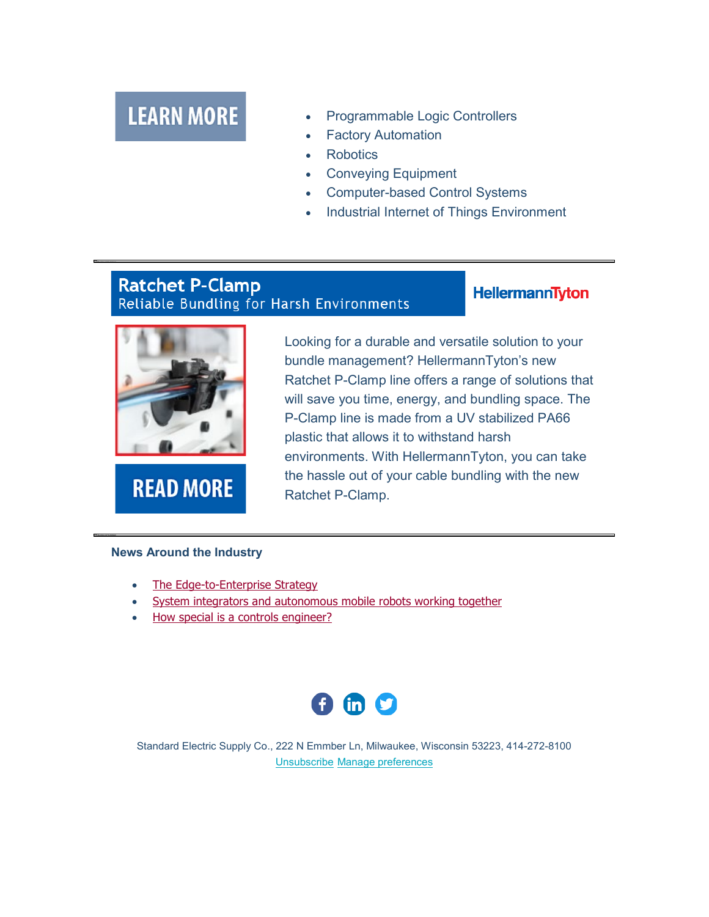LEARN MORE

- Programmable Logic Controllers
- Factory Automation
- Robotics
- Conveying Equipment
- Computer-based Control Systems
- Industrial Internet of Things Environment

---

## Ratchet P-Clamp

Reliable Bundling for Harsh Environments

HellermannTyton

READ MORE

Looking for a durable and versatile solution to your bundle management? HellermannTyton's new Ratchet P-Clamp line offers a range of solutions that will save you time, energy, and bundling space. The P-Clamp line is made from a UV stabilized PA66 plastic that allows it to withstand harsh environments. With HellermannTyton, you can take the hassle out of your cable bundling with the new Ratchet P-Clamp.

---

**News Around the Industry**

- The Edge-to-Enterprise Strategy
- System integrators and autonomous mobile robots working together
- How special is a controls engineer?

Standard Electric Supply Co., 222 N Emmber Ln, Milwaukee, Wisconsin 53223, 414-272-8100

Unsubscribe Manage preferences